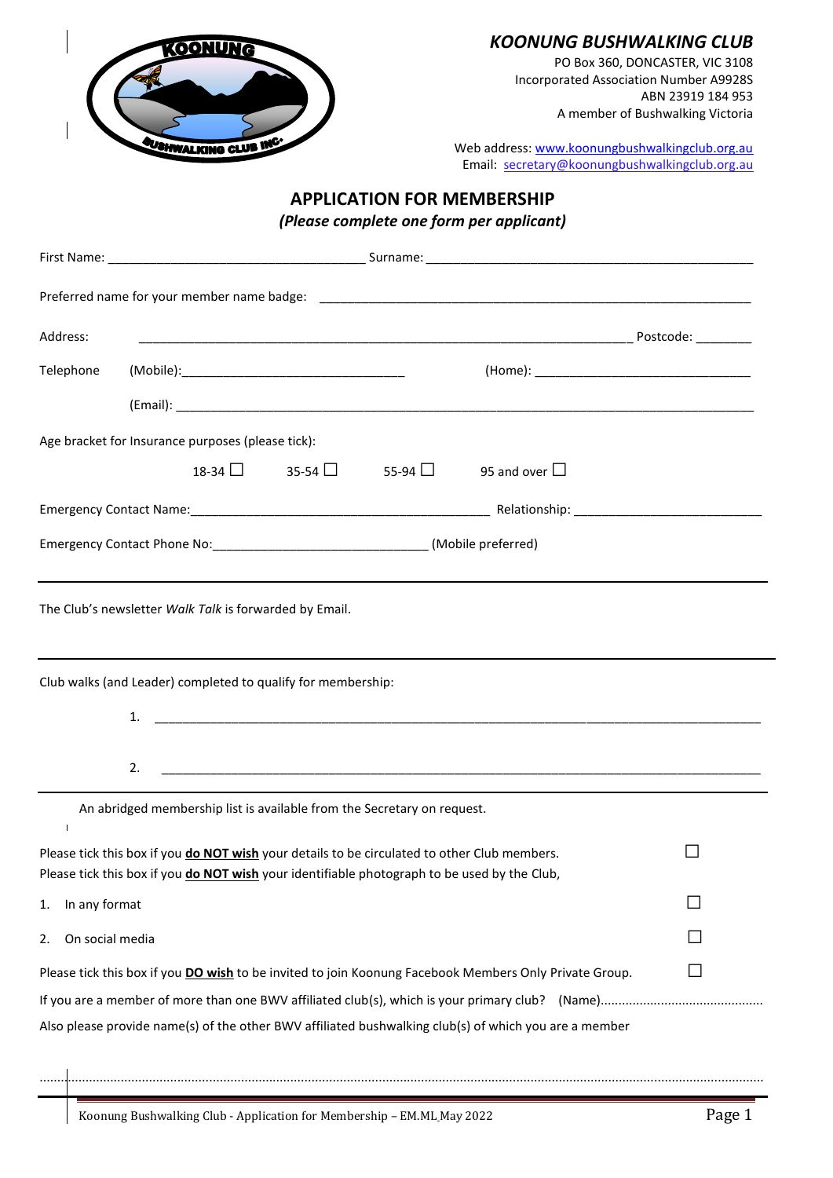# KOONUNG BUSHWALKING CLUB

PO Box 360, DONCASTER, VIC 3108
Incorporated Association Number A9928S
ABN 23919 184 953
A member of Bushwalking Victoria

Web address: www.koonungbushwalkingclub.org.au
Email: secretary@koonungbushwalkingclub.org.au

## APPLICATION FOR MEMBERSHIP

***(Please complete one form per applicant)***

First Name: ____________________________________ Surname: ______________________________________________

Preferred name for your member name badge: ______________________________________________________________

Address: ______________________________________________________________________ Postcode: ________

Telephone (Mobile):________________________________ (Home): ________________________________

(Email): ______________________________________________________________________________________

Age bracket for Insurance purposes (please tick):

18-34 ☐ 35-54 ☐ 55-94 ☐ 95 and over ☐

Emergency Contact Name:__________________________________________ Relationship: ___________________________

Emergency Contact Phone No:______________________________ (Mobile preferred)

---

The Club's newsletter *Walk Talk* is forwarded by Email.

---

Club walks (and Leader) completed to qualify for membership:

1. ______________________________________________________________________________________

2. ______________________________________________________________________________________

---

An abridged membership list is available from the Secretary on request.

Please tick this box if you **do NOT wish** your details to be circulated to other Club members. ☐

Please tick this box if you **do NOT wish** your identifiable photograph to be used by the Club,

1. In any format ☐
2. On social media ☐

Please tick this box if you **DO wish** to be invited to join Koonung Facebook Members Only Private Group. ☐

If you are a member of more than one BWV affiliated club(s), which is your primary club? (Name).............................................

Also please provide name(s) of the other BWV affiliated bushwalking club(s) of which you are a member

..............................................................................................................................................................................

Koonung Bushwalking Club - Application for Membership – EM.ML May 2022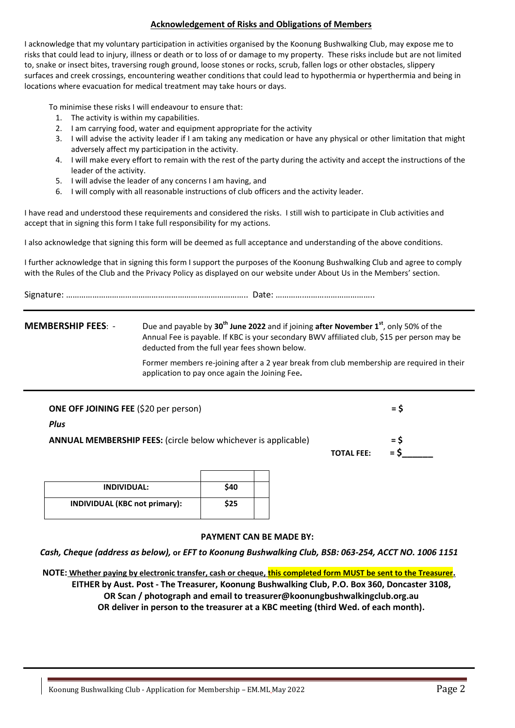## Acknowledgement of Risks and Obligations of Members

I acknowledge that my voluntary participation in activities organised by the Koonung Bushwalking Club, may expose me to risks that could lead to injury, illness or death or to loss of or damage to my property. These risks include but are not limited to, snake or insect bites, traversing rough ground, loose stones or rocks, scrub, fallen logs or other obstacles, slippery surfaces and creek crossings, encountering weather conditions that could lead to hypothermia or hyperthermia and being in locations where evacuation for medical treatment may take hours or days.

To minimise these risks I will endeavour to ensure that:

1. The activity is within my capabilities.
2. I am carrying food, water and equipment appropriate for the activity
3. I will advise the activity leader if I am taking any medication or have any physical or other limitation that might adversely affect my participation in the activity.
4. I will make every effort to remain with the rest of the party during the activity and accept the instructions of the leader of the activity.
5. I will advise the leader of any concerns I am having, and
6. I will comply with all reasonable instructions of club officers and the activity leader.

I have read and understood these requirements and considered the risks. I still wish to participate in Club activities and accept that in signing this form I take full responsibility for my actions.

I also acknowledge that signing this form will be deemed as full acceptance and understanding of the above conditions.

I further acknowledge that in signing this form I support the purposes of the Koonung Bushwalking Club and agree to comply with the Rules of the Club and the Privacy Policy as displayed on our website under About Us in the Members' section.

Signature: ……………………………………………………………………….. Date: ……………………………………..

---

**MEMBERSHIP FEES**: - Due and payable by **30th June 2022** and if joining **after November 1st**, only 50% of the Annual Fee is payable. If KBC is your secondary BWV affiliated club, $15 per person may be deducted from the full year fees shown below.

Former members re-joining after a 2 year break from club membership are required in their application to pay once again the Joining Fee**.**

---

**ONE OFF JOINING FEE** ($20 per person) **= $**

***Plus***

**ANNUAL MEMBERSHIP FEES:** (circle below whichever is applicable) **= $**

**TOTAL FEE: = $\_\_\_\_\_\_**

| | | |
|---|---|---|
| **INDIVIDUAL:** | **$40** | |
| **INDIVIDUAL (KBC not primary):** | **$25** | |

**PAYMENT CAN BE MADE BY:**

***Cash, Cheque (address as below),*** **or** ***EFT to Koonung Bushwalking Club, BSB: 063-254, ACCT NO. 1006 1151***

**NOTE: Whether paying by electronic transfer, cash or cheque, this completed form MUST be sent to the Treasurer.**

**EITHER by Aust. Post - The Treasurer, Koonung Bushwalking Club, P.O. Box 360, Doncaster 3108,**

**OR Scan / photograph and email to treasurer@koonungbushwalkingclub.org.au**

**OR deliver in person to the treasurer at a KBC meeting (third Wed. of each month).**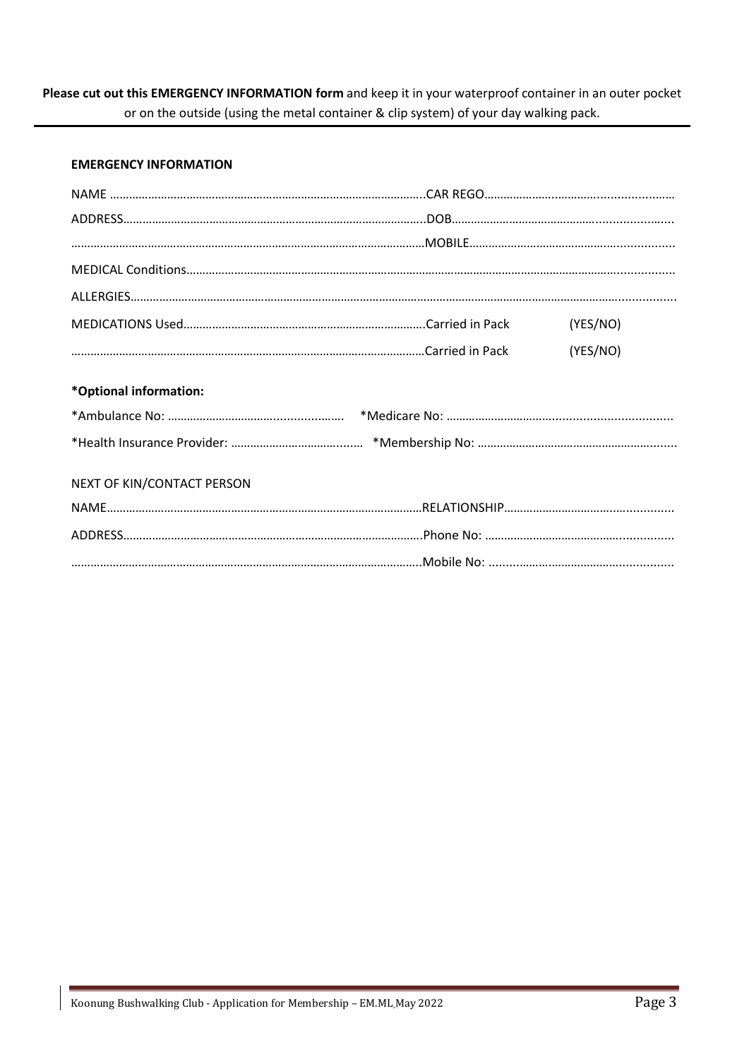**Please cut out this EMERGENCY INFORMATION form** and keep it in your waterproof container in an outer pocket or on the outside (using the metal container & clip system) of your day walking pack.

---

**EMERGENCY INFORMATION**

NAME ………………………………………………………………………………..CAR REGO………………………………………………

ADDRESS……………………………………………………………………………..DOB……………………………………………………

………………………………………………………………………………………………MOBILE…………………………………………………

MEDICAL Conditions……………………………………………………………………………………………………………………………

ALLERGIES…………………………………………………………………………………………………………………………………………

MEDICATIONS Used…………………………………………………………………….Carried in Pack (YES/NO)

………………………………………………………………………………………………Carried in Pack (YES/NO)

**\*Optional information:**

\*Ambulance No: ………………………………………… \*Medicare No: …………………………………………………………

\*Health Insurance Provider: ………………………………… \*Membership No: …………………………………………………

NEXT OF KIN/CONTACT PERSON

NAME…………………………………………………………………………………RELATIONSHIP……………………………………………

ADDRESS……………………………………………………………………………..Phone No: ………………………………………………

……………………………………………………………………………………………..Mobile No: ………………………………………………